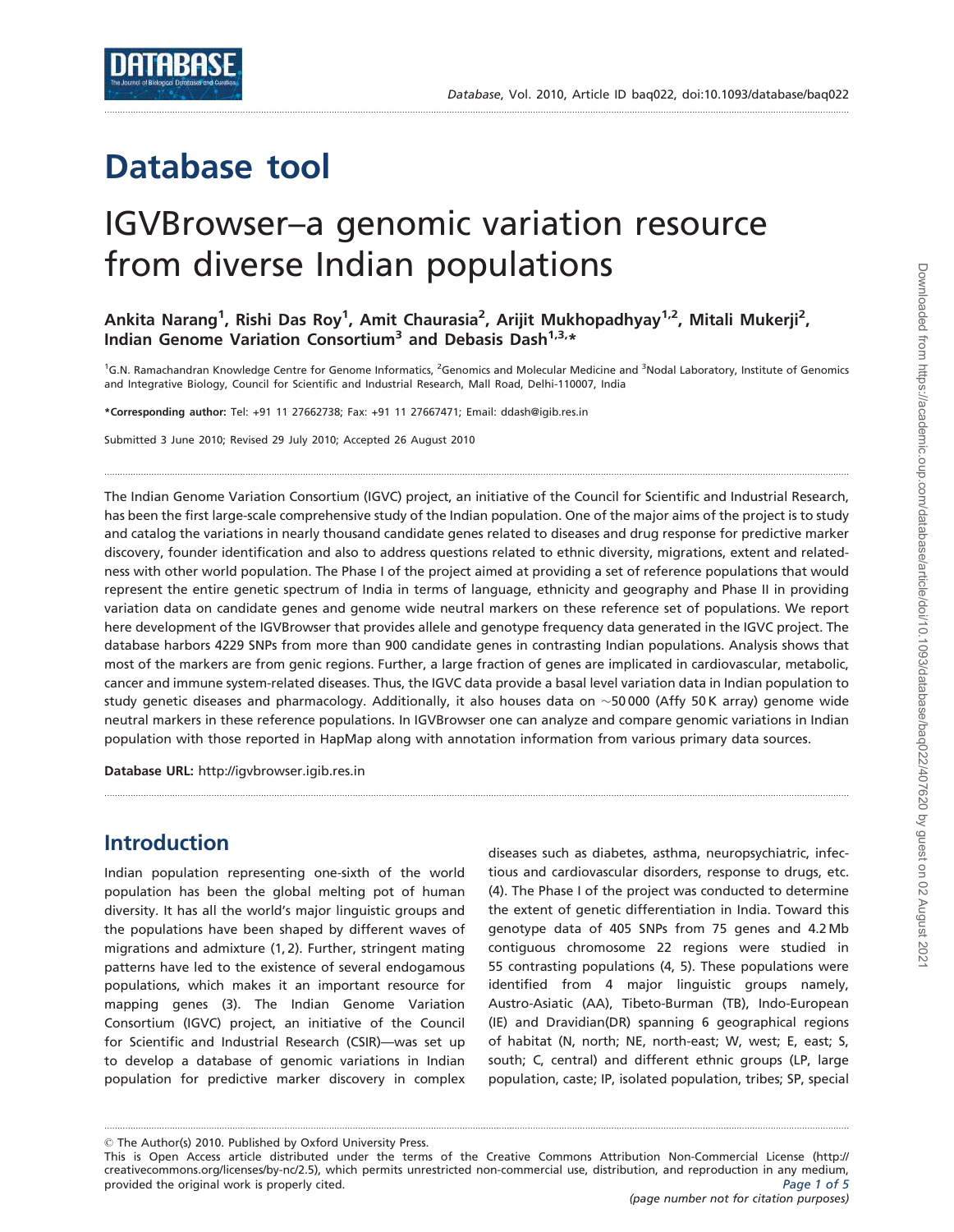# Database tool

# IGVBrowser–a genomic variation resource from diverse Indian populations

**Ankita Narang[1], Rishi Das Roy[1], Amit Chaurasia[2], Arijit Mukhopadhyay[1,2], Mitali Mukerji[2], Indian Genome Variation Consortium[3] and Debasis Dash[1,3,*]**

[1]G.N. Ramachandran Knowledge Centre for Genome Informatics, [2]Genomics and Molecular Medicine and [3]Nodal Laboratory, Institute of Genomics and Integrative Biology, Council for Scientific and Industrial Research, Mall Road, Delhi-110007, India

***Corresponding author:** Tel: +91 11 27662738; Fax: +91 11 27667471; Email: ddash@igib.res.in

Submitted 3 June 2010; Revised 29 July 2010; Accepted 26 August 2010

The Indian Genome Variation Consortium (IGVC) project, an initiative of the Council for Scientific and Industrial Research, has been the first large-scale comprehensive study of the Indian population. One of the major aims of the project is to study and catalog the variations in nearly thousand candidate genes related to diseases and drug response for predictive marker discovery, founder identification and also to address questions related to ethnic diversity, migrations, extent and relatedness with other world population. The Phase I of the project aimed at providing a set of reference populations that would represent the entire genetic spectrum of India in terms of language, ethnicity and geography and Phase II in providing variation data on candidate genes and genome wide neutral markers on these reference set of populations. We report here development of the IGVBrowser that provides allele and genotype frequency data generated in the IGVC project. The database harbors 4229 SNPs from more than 900 candidate genes in contrasting Indian populations. Analysis shows that most of the markers are from genic regions. Further, a large fraction of genes are implicated in cardiovascular, metabolic, cancer and immune system-related diseases. Thus, the IGVC data provide a basal level variation data in Indian population to study genetic diseases and pharmacology. Additionally, it also houses data on ~50 000 (Affy 50 K array) genome wide neutral markers in these reference populations. In IGVBrowser one can analyze and compare genomic variations in Indian population with those reported in HapMap along with annotation information from various primary data sources.

**Database URL:** http://igvbrowser.igib.res.in

## Introduction

Indian population representing one-sixth of the world population has been the global melting pot of human diversity. It has all the world's major linguistic groups and the populations have been shaped by different waves of migrations and admixture (1, 2). Further, stringent mating patterns have led to the existence of several endogamous populations, which makes it an important resource for mapping genes (3). The Indian Genome Variation Consortium (IGVC) project, an initiative of the Council for Scientific and Industrial Research (CSIR)—was set up to develop a database of genomic variations in Indian population for predictive marker discovery in complex diseases such as diabetes, asthma, neuropsychiatric, infectious and cardiovascular disorders, response to drugs, etc. (4). The Phase I of the project was conducted to determine the extent of genetic differentiation in India. Toward this genotype data of 405 SNPs from 75 genes and 4.2 Mb contiguous chromosome 22 regions were studied in 55 contrasting populations (4, 5). These populations were identified from 4 major linguistic groups namely, Austro-Asiatic (AA), Tibeto-Burman (TB), Indo-European (IE) and Dravidian(DR) spanning 6 geographical regions of habitat (N, north; NE, north-east; W, west; E, east; S, south; C, central) and different ethnic groups (LP, large population, caste; IP, isolated population, tribes; SP, special

© The Author(s) 2010. Published by Oxford University Press.
This is Open Access article distributed under the terms of the Creative Commons Attribution Non-Commercial License (http://creativecommons.org/licenses/by-nc/2.5), which permits unrestricted non-commercial use, distribution, and reproduction in any medium, provided the original work is properly cited.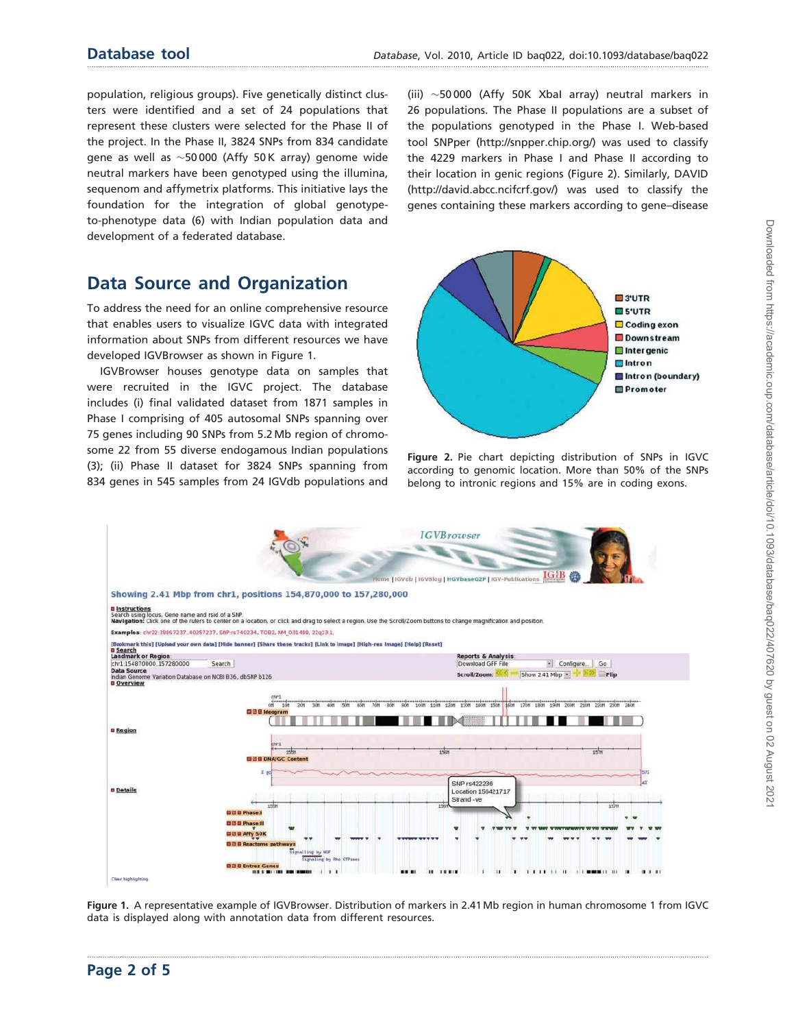population, religious groups). Five genetically distinct clusters were identified and a set of 24 populations that represent these clusters were selected for the Phase II of the project. In the Phase II, 3824 SNPs from 834 candidate gene as well as ~50 000 (Affy 50 K array) genome wide neutral markers have been genotyped using the illumina, sequenom and affymetrix platforms. This initiative lays the foundation for the integration of global genotype-to-phenotype data (6) with Indian population data and development of a federated database.

## Data Source and Organization

To address the need for an online comprehensive resource that enables users to visualize IGVC data with integrated information about SNPs from different resources we have developed IGVBrowser as shown in Figure 1.

IGVBrowser houses genotype data on samples that were recruited in the IGVC project. The database includes (i) final validated dataset from 1871 samples in Phase I comprising of 405 autosomal SNPs spanning over 75 genes including 90 SNPs from 5.2 Mb region of chromosome 22 from 55 diverse endogamous Indian populations (3); (ii) Phase II dataset for 3824 SNPs spanning from 834 genes in 545 samples from 24 IGVdb populations and (iii) ~50 000 (Affy 50K XbaI array) neutral markers in 26 populations. The Phase II populations are a subset of the populations genotyped in the Phase I. Web-based tool SNPper (http://snpper.chip.org/) was used to classify the 4229 markers in Phase I and Phase II according to their location in genic regions (Figure 2). Similarly, DAVID (http://david.abcc.ncifcrf.gov/) was used to classify the genes containing these markers according to gene–disease

Figure 2. Pie chart depicting distribution of SNPs in IGVC according to genomic location. More than 50% of the SNPs belong to intronic regions and 15% are in coding exons.

Figure 1. A representative example of IGVBrowser. Distribution of markers in 2.41 Mb region in human chromosome 1 from IGVC data is displayed along with annotation data from different resources.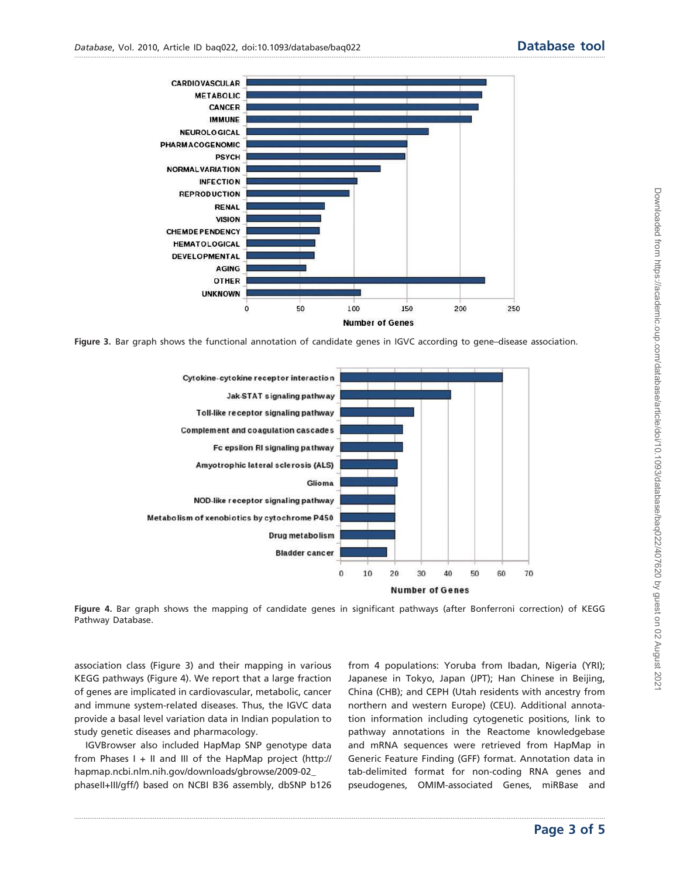Figure 3. Bar graph shows the functional annotation of candidate genes in IGVC according to gene–disease association.

Figure 4. Bar graph shows the mapping of candidate genes in significant pathways (after Bonferroni correction) of KEGG Pathway Database.

association class (Figure 3) and their mapping in various KEGG pathways (Figure 4). We report that a large fraction of genes are implicated in cardiovascular, metabolic, cancer and immune system-related diseases. Thus, the IGVC data provide a basal level variation data in Indian population to study genetic diseases and pharmacology.

IGVBrowser also included HapMap SNP genotype data from Phases I + II and III of the HapMap project (http://hapmap.ncbi.nlm.nih.gov/downloads/gbrowse/2009-02_phaseII+III/gff/) based on NCBI B36 assembly, dbSNP b126 from 4 populations: Yoruba from Ibadan, Nigeria (YRI); Japanese in Tokyo, Japan (JPT); Han Chinese in Beijing, China (CHB); and CEPH (Utah residents with ancestry from northern and western Europe) (CEU). Additional annotation information including cytogenetic positions, link to pathway annotations in the Reactome knowledgebase and mRNA sequences were retrieved from HapMap in Generic Feature Finding (GFF) format. Annotation data in tab-delimited format for non-coding RNA genes and pseudogenes, OMIM-associated Genes, miRBase and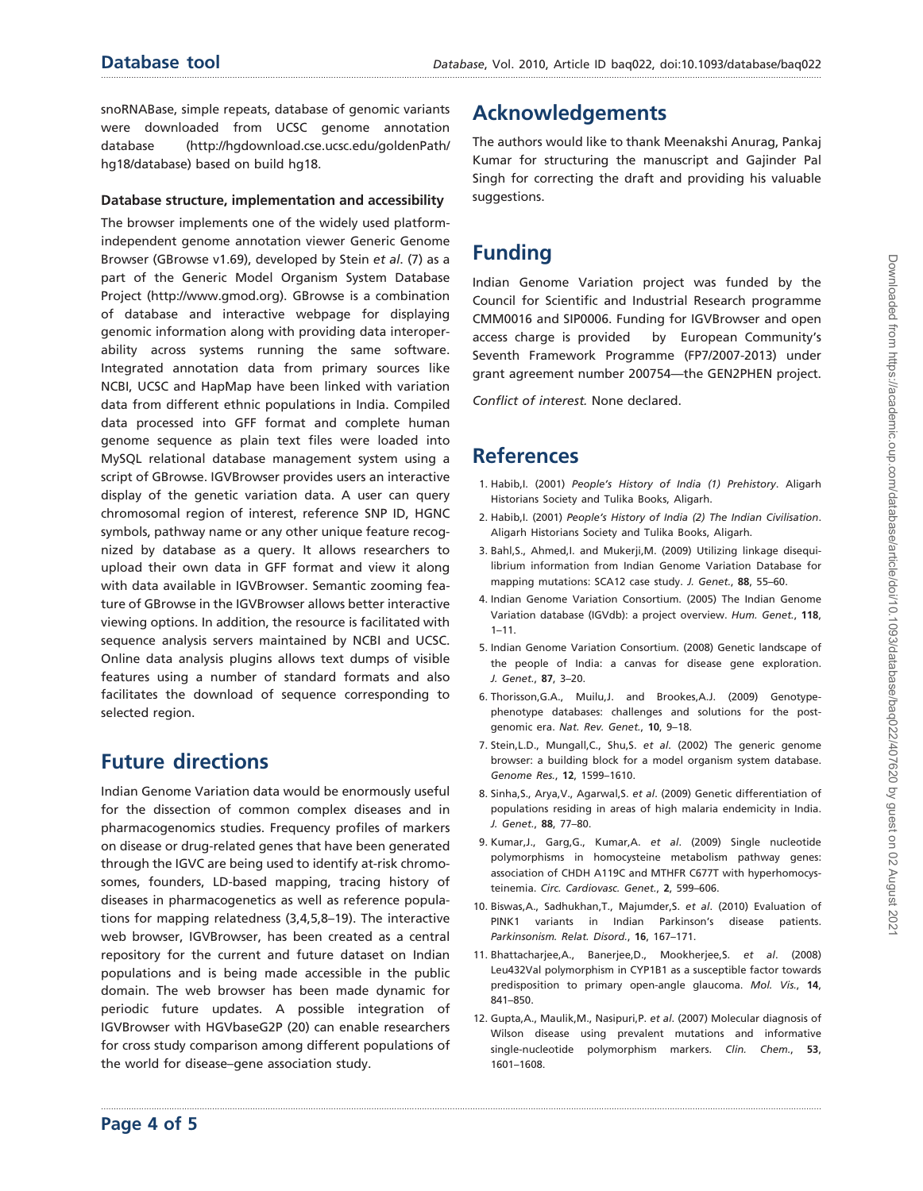snoRNABase, simple repeats, database of genomic variants were downloaded from UCSC genome annotation database (http://hgdownload.cse.ucsc.edu/goldenPath/hg18/database) based on build hg18.

### Database structure, implementation and accessibility

The browser implements one of the widely used platform-independent genome annotation viewer Generic Genome Browser (GBrowse v1.69), developed by Stein *et al.* (7) as a part of the Generic Model Organism System Database Project (http://www.gmod.org). GBrowse is a combination of database and interactive webpage for displaying genomic information along with providing data interoperability across systems running the same software. Integrated annotation data from primary sources like NCBI, UCSC and HapMap have been linked with variation data from different ethnic populations in India. Compiled data processed into GFF format and complete human genome sequence as plain text files were loaded into MySQL relational database management system using a script of GBrowse. IGVBrowser provides users an interactive display of the genetic variation data. A user can query chromosomal region of interest, reference SNP ID, HGNC symbols, pathway name or any other unique feature recognized by database as a query. It allows researchers to upload their own data in GFF format and view it along with data available in IGVBrowser. Semantic zooming feature of GBrowse in the IGVBrowser allows better interactive viewing options. In addition, the resource is facilitated with sequence analysis servers maintained by NCBI and UCSC. Online data analysis plugins allows text dumps of visible features using a number of standard formats and also facilitates the download of sequence corresponding to selected region.

## Future directions

Indian Genome Variation data would be enormously useful for the dissection of common complex diseases and in pharmacogenomics studies. Frequency profiles of markers on disease or drug-related genes that have been generated through the IGVC are being used to identify at-risk chromosomes, founders, LD-based mapping, tracing history of diseases in pharmacogenetics as well as reference populations for mapping relatedness (3,4,5,8–19). The interactive web browser, IGVBrowser, has been created as a central repository for the current and future dataset on Indian populations and is being made accessible in the public domain. The web browser has been made dynamic for periodic future updates. A possible integration of IGVBrowser with HGVbaseG2P (20) can enable researchers for cross study comparison among different populations of the world for disease–gene association study.

## Acknowledgements

The authors would like to thank Meenakshi Anurag, Pankaj Kumar for structuring the manuscript and Gajinder Pal Singh for correcting the draft and providing his valuable suggestions.

## Funding

Indian Genome Variation project was funded by the Council for Scientific and Industrial Research programme CMM0016 and SIP0006. Funding for IGVBrowser and open access charge is provided by European Community's Seventh Framework Programme (FP7/2007-2013) under grant agreement number 200754—the GEN2PHEN project.

*Conflict of interest.* None declared.

## References

1. Habib,I. (2001) *People's History of India (1) Prehistory*. Aligarh Historians Society and Tulika Books, Aligarh.
2. Habib,I. (2001) *People's History of India (2) The Indian Civilisation*. Aligarh Historians Society and Tulika Books, Aligarh.
3. Bahl,S., Ahmed,I. and Mukerji,M. (2009) Utilizing linkage disequilibrium information from Indian Genome Variation Database for mapping mutations: SCA12 case study. *J. Genet.*, **88**, 55–60.
4. Indian Genome Variation Consortium. (2005) The Indian Genome Variation database (IGVdb): a project overview. *Hum. Genet.*, **118**, 1–11.
5. Indian Genome Variation Consortium. (2008) Genetic landscape of the people of India: a canvas for disease gene exploration. *J. Genet.*, **87**, 3–20.
6. Thorisson,G.A., Muilu,J. and Brookes,A.J. (2009) Genotype-phenotype databases: challenges and solutions for the post-genomic era. *Nat. Rev. Genet.*, **10**, 9–18.
7. Stein,L.D., Mungall,C., Shu,S. *et al*. (2002) The generic genome browser: a building block for a model organism system database. *Genome Res.*, **12**, 1599–1610.
8. Sinha,S., Arya,V., Agarwal,S. *et al*. (2009) Genetic differentiation of populations residing in areas of high malaria endemicity in India. *J. Genet.*, **88**, 77–80.
9. Kumar,J., Garg,G., Kumar,A. *et al*. (2009) Single nucleotide polymorphisms in homocysteine metabolism pathway genes: association of CHDH A119C and MTHFR C677T with hyperhomocysteinemia. *Circ. Cardiovasc. Genet.*, **2**, 599–606.
10. Biswas,A., Sadhukhan,T., Majumder,S. *et al*. (2010) Evaluation of PINK1 variants in Indian Parkinson's disease patients. *Parkinsonism. Relat. Disord.*, **16**, 167–171.
11. Bhattacharjee,A., Banerjee,D., Mookherjee,S. *et al*. (2008) Leu432Val polymorphism in CYP1B1 as a susceptible factor towards predisposition to primary open-angle glaucoma. *Mol. Vis.*, **14**, 841–850.
12. Gupta,A., Maulik,M., Nasipuri,P. *et al*. (2007) Molecular diagnosis of Wilson disease using prevalent mutations and informative single-nucleotide polymorphism markers. *Clin. Chem.*, **53**, 1601–1608.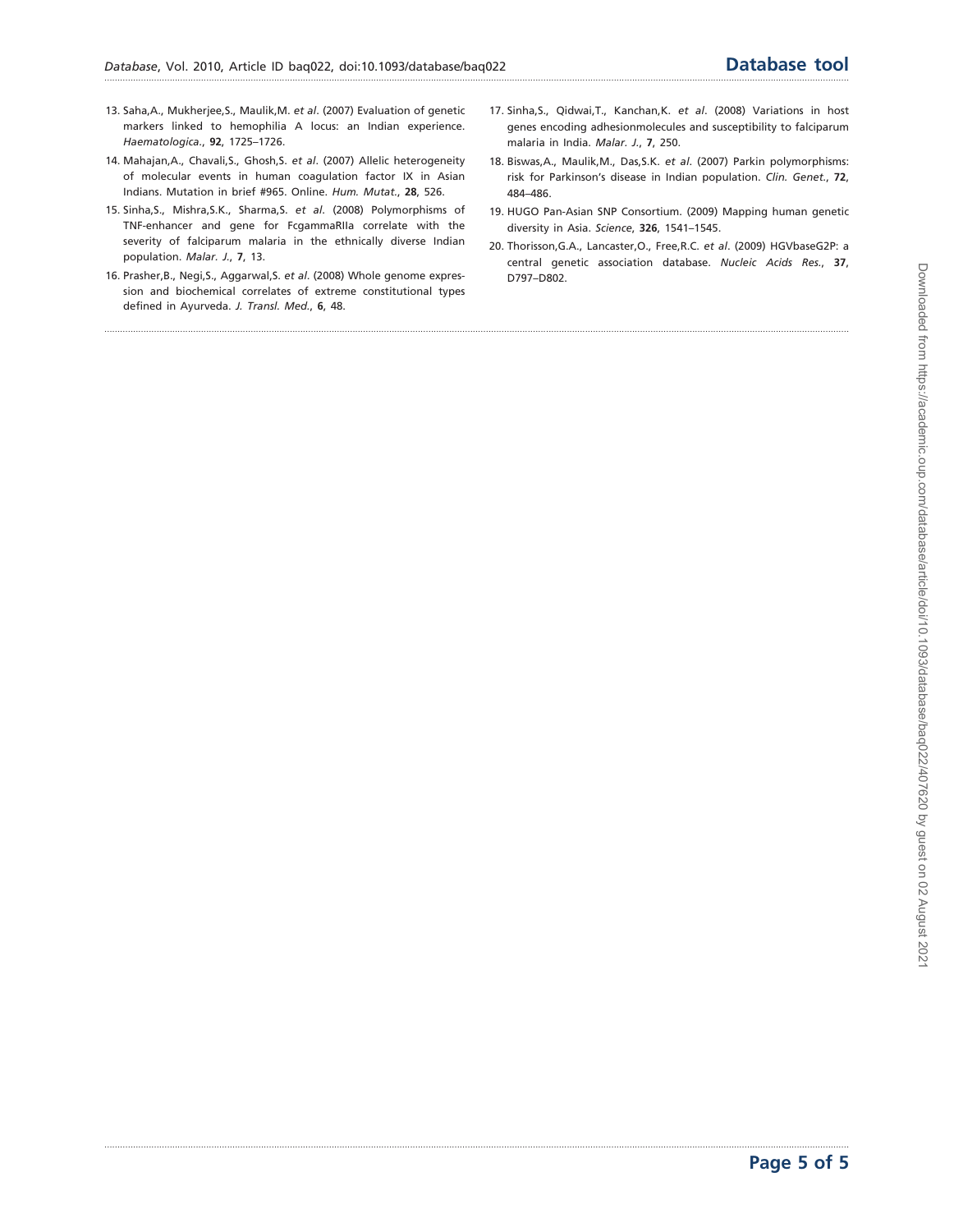13. Saha,A., Mukherjee,S., Maulik,M. *et al*. (2007) Evaluation of genetic markers linked to hemophilia A locus: an Indian experience. *Haematologica.*, **92**, 1725–1726.
14. Mahajan,A., Chavali,S., Ghosh,S. *et al*. (2007) Allelic heterogeneity of molecular events in human coagulation factor IX in Asian Indians. Mutation in brief #965. Online. *Hum. Mutat.*, **28**, 526.
15. Sinha,S., Mishra,S.K., Sharma,S. *et al*. (2008) Polymorphisms of TNF-enhancer and gene for FcgammaRIIa correlate with the severity of falciparum malaria in the ethnically diverse Indian population. *Malar. J.*, **7**, 13.
16. Prasher,B., Negi,S., Aggarwal,S. *et al*. (2008) Whole genome expression and biochemical correlates of extreme constitutional types defined in Ayurveda. *J. Transl. Med.*, **6**, 48.
17. Sinha,S., Qidwai,T., Kanchan,K. *et al*. (2008) Variations in host genes encoding adhesionmolecules and susceptibility to falciparum malaria in India. *Malar. J.*, **7**, 250.
18. Biswas,A., Maulik,M., Das,S.K. *et al*. (2007) Parkin polymorphisms: risk for Parkinson's disease in Indian population. *Clin. Genet.*, **72**, 484–486.
19. HUGO Pan-Asian SNP Consortium. (2009) Mapping human genetic diversity in Asia. *Science*, **326**, 1541–1545.
20. Thorisson,G.A., Lancaster,O., Free,R.C. *et al*. (2009) HGVbaseG2P: a central genetic association database. *Nucleic Acids Res.*, **37**, D797–D802.